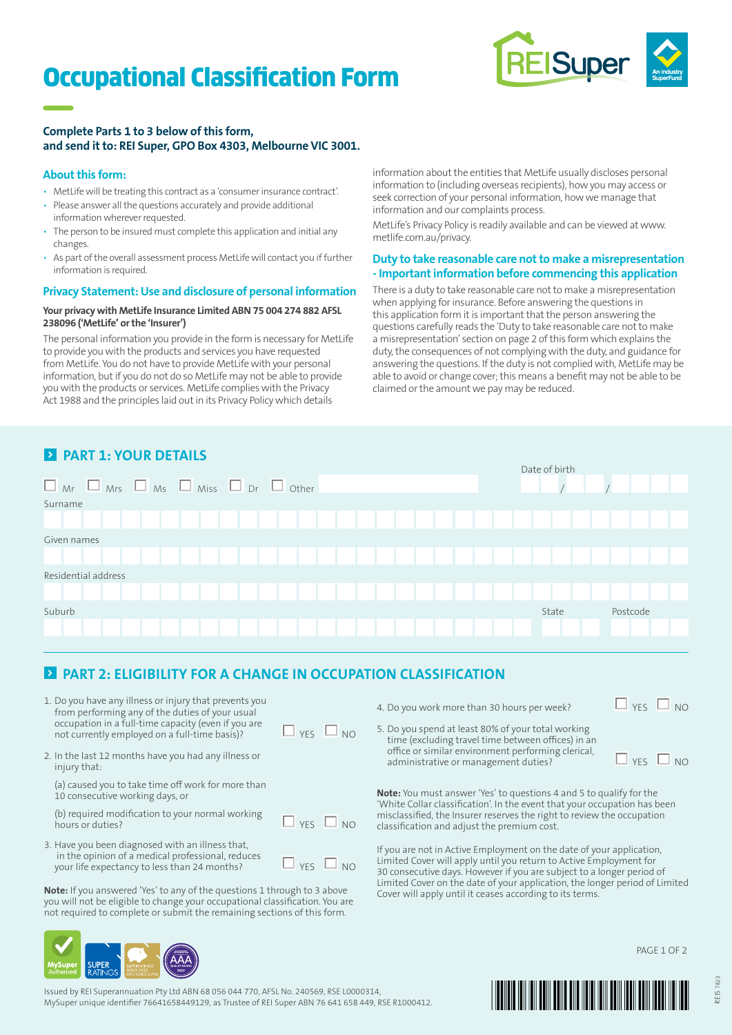# Occupational Classification Form

**Complete Parts 1 to 3 below of this form, and send it to: REI Super, GPO Box 4303, Melbourne VIC 3001.**

## About this form:

- MetLife will be treating this contract as a 'consumer insurance contract'.
- Please answer all the questions accurately and provide additional information wherever requested.
- The person to be insured must complete this application and initial any changes.
- As part of the overall assessment process MetLife will contact you if further information is required.

## Privacy Statement: Use and disclosure of personal information

**Your privacy with MetLife Insurance Limited ABN 75 004 274 882 AFSL 238096 ('MetLife' or the 'Insurer')**

The personal information you provide in the form is necessary for MetLife to provide you with the products and services you have requested from MetLife. You do not have to provide MetLife with your personal information, but if you do not do so MetLife may not be able to provide you with the products or services. MetLife complies with the Privacy Act 1988 and the principles laid out in its Privacy Policy which details information about the entities that MetLife usually discloses personal information to (including overseas recipients), how you may access or seek correction of your personal information, how we manage that information and our complaints process.

MetLife's Privacy Policy is readily available and can be viewed at www.metlife.com.au/privacy.

## Duty to take reasonable care not to make a misrepresentation - Important information before commencing this application

There is a duty to take reasonable care not to make a misrepresentation when applying for insurance. Before answering the questions in this application form it is important that the person answering the questions carefully reads the 'Duty to take reasonable care not to make a misrepresentation' section on page 2 of this form which explains the duty, the consequences of not complying with the duty, and guidance for answering the questions. If the duty is not complied with, MetLife may be able to avoid or change cover; this means a benefit may not be able to be claimed or the amount we pay may be reduced.

## PART 1: YOUR DETAILS

☐ Mr ☐ Mrs ☐ Ms ☐ Miss ☐ Dr ☐ Other ______

Date of birth ___ / ___ / ______

Surname ______

Given names ______

Residential address ______

Suburb ______ State ______ Postcode ______

## PART 2: ELIGIBILITY FOR A CHANGE IN OCCUPATION CLASSIFICATION

1. Do you have any illness or injury that prevents you from performing any of the duties of your usual occupation in a full-time capacity (even if you are not currently employed on a full-time basis)? ☐ YES ☐ NO

2. In the last 12 months have you had any illness or injury that:

   (a) caused you to take time off work for more than 10 consecutive working days, or

   (b) required modification to your normal working hours or duties? ☐ YES ☐ NO

3. Have you been diagnosed with an illness that, in the opinion of a medical professional, reduces your life expectancy to less than 24 months? ☐ YES ☐ NO

**Note:** If you answered 'Yes' to any of the questions 1 through to 3 above you will not be eligible to change your occupational classification. You are not required to complete or submit the remaining sections of this form.

4. Do you work more than 30 hours per week? ☐ YES ☐ NO

5. Do you spend at least 80% of your total working time (excluding travel time between offices) in an office or similar environment performing clerical, administrative or management duties? ☐ YES ☐ NO

**Note:** You must answer 'Yes' to questions 4 and 5 to qualify for the 'White Collar classification'. In the event that your occupation has been misclassified, the Insurer reserves the right to review the occupation classification and adjust the premium cost.

If you are not in Active Employment on the date of your application, Limited Cover will apply until you return to Active Employment for 30 consecutive days. However if you are subject to a longer period of Limited Cover on the date of your application, the longer period of Limited Cover will apply until it ceases according to its terms.

Issued by REI Superannuation Pty Ltd ABN 68 056 044 770, AFSL No. 240569, RSE L0000314, MySuper unique identifier 76641658449129, as Trustee of REI Super ABN 76 641 658 449, RSE R1000412.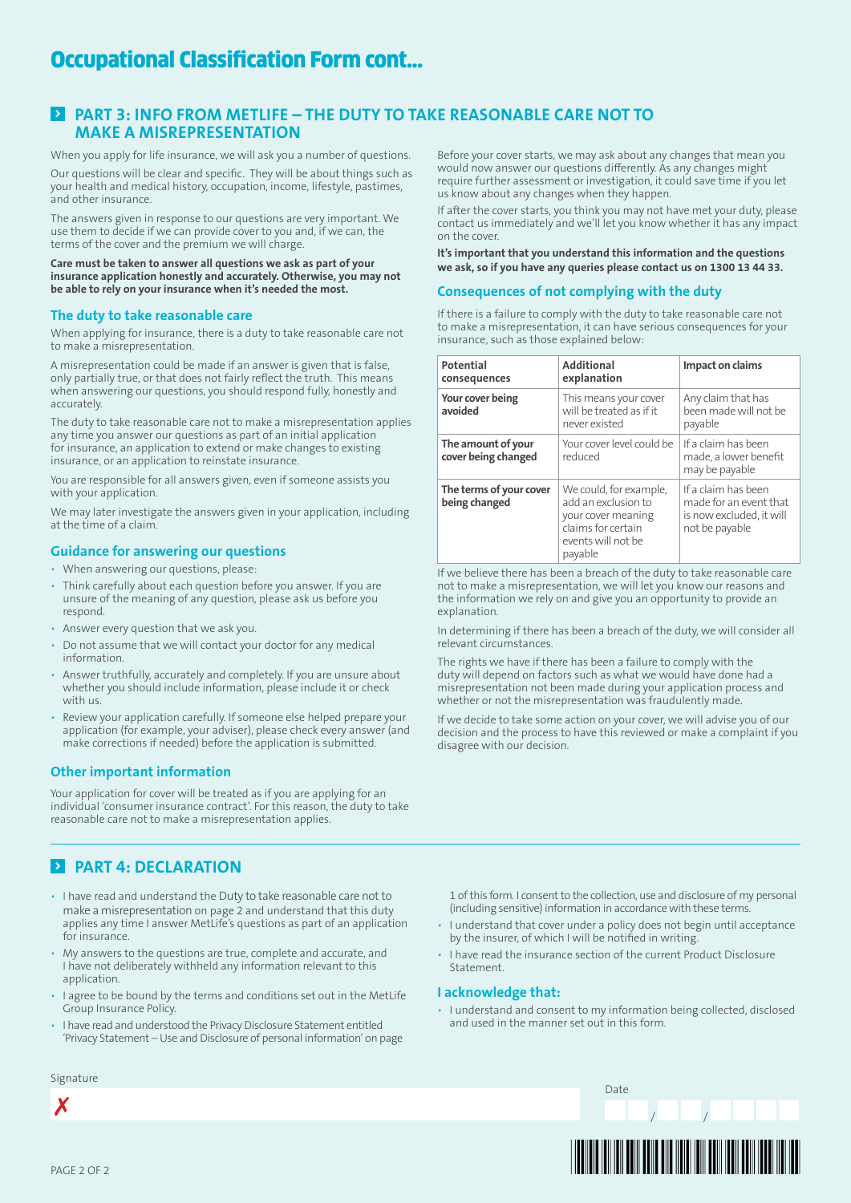# Occupational Classification Form cont...

## PART 3: INFO FROM METLIFE – THE DUTY TO TAKE REASONABLE CARE NOT TO MAKE A MISREPRESENTATION

When you apply for life insurance, we will ask you a number of questions.

Our questions will be clear and specific. They will be about things such as your health and medical history, occupation, income, lifestyle, pastimes, and other insurance.

The answers given in response to our questions are very important. We use them to decide if we can provide cover to you and, if we can, the terms of the cover and the premium we will charge.

**Care must be taken to answer all questions we ask as part of your insurance application honestly and accurately. Otherwise, you may not be able to rely on your insurance when it's needed the most.**

### The duty to take reasonable care

When applying for insurance, there is a duty to take reasonable care not to make a misrepresentation.

A misrepresentation could be made if an answer is given that is false, only partially true, or that does not fairly reflect the truth. This means when answering our questions, you should respond fully, honestly and accurately.

The duty to take reasonable care not to make a misrepresentation applies any time you answer our questions as part of an initial application for insurance, an application to extend or make changes to existing insurance, or an application to reinstate insurance.

You are responsible for all answers given, even if someone assists you with your application.

We may later investigate the answers given in your application, including at the time of a claim.

### Guidance for answering our questions

- When answering our questions, please:
- Think carefully about each question before you answer. If you are unsure of the meaning of any question, please ask us before you respond.
- Answer every question that we ask you.
- Do not assume that we will contact your doctor for any medical information.
- Answer truthfully, accurately and completely. If you are unsure about whether you should include information, please include it or check with us.
- Review your application carefully. If someone else helped prepare your application (for example, your adviser), please check every answer (and make corrections if needed) before the application is submitted.

### Other important information

Your application for cover will be treated as if you are applying for an individual 'consumer insurance contract'. For this reason, the duty to take reasonable care not to make a misrepresentation applies.

Before your cover starts, we may ask about any changes that mean you would now answer our questions differently. As any changes might require further assessment or investigation, it could save time if you let us know about any changes when they happen.

If after the cover starts, you think you may not have met your duty, please contact us immediately and we'll let you know whether it has any impact on the cover.

**It's important that you understand this information and the questions we ask, so if you have any queries please contact us on 1300 13 44 33.**

### Consequences of not complying with the duty

If there is a failure to comply with the duty to take reasonable care not to make a misrepresentation, it can have serious consequences for your insurance, such as those explained below:

| Potential consequences | Additional explanation | Impact on claims |
|---|---|---|
| **Your cover being avoided** | This means your cover will be treated as if it never existed | Any claim that has been made will not be payable |
| **The amount of your cover being changed** | Your cover level could be reduced | If a claim has been made, a lower benefit may be payable |
| **The terms of your cover being changed** | We could, for example, add an exclusion to your cover meaning claims for certain events will not be payable | If a claim has been made for an event that is now excluded, it will not be payable |

If we believe there has been a breach of the duty to take reasonable care not to make a misrepresentation, we will let you know our reasons and the information we rely on and give you an opportunity to provide an explanation.

In determining if there has been a breach of the duty, we will consider all relevant circumstances.

The rights we have if there has been a failure to comply with the duty will depend on factors such as what we would have done had a misrepresentation not been made during your application process and whether or not the misrepresentation was fraudulently made.

If we decide to take some action on your cover, we will advise you of our decision and the process to have this reviewed or make a complaint if you disagree with our decision.

## PART 4: DECLARATION

- I have read and understand the Duty to take reasonable care not to make a misrepresentation on page 2 and understand that this duty applies any time I answer MetLife's questions as part of an application for insurance.
- My answers to the questions are true, complete and accurate, and I have not deliberately withheld any information relevant to this application.
- I agree to be bound by the terms and conditions set out in the MetLife Group Insurance Policy.
- I have read and understood the Privacy Disclosure Statement entitled 'Privacy Statement – Use and Disclosure of personal information' on page 1 of this form. I consent to the collection, use and disclosure of my personal (including sensitive) information in accordance with these terms.
- I understand that cover under a policy does not begin until acceptance by the insurer, of which I will be notified in writing.
- I have read the insurance section of the current Product Disclosure Statement.

### I acknowledge that:

- I understand and consent to my information being collected, disclosed and used in the manner set out in this form.

Signature

✗

Date

/ /